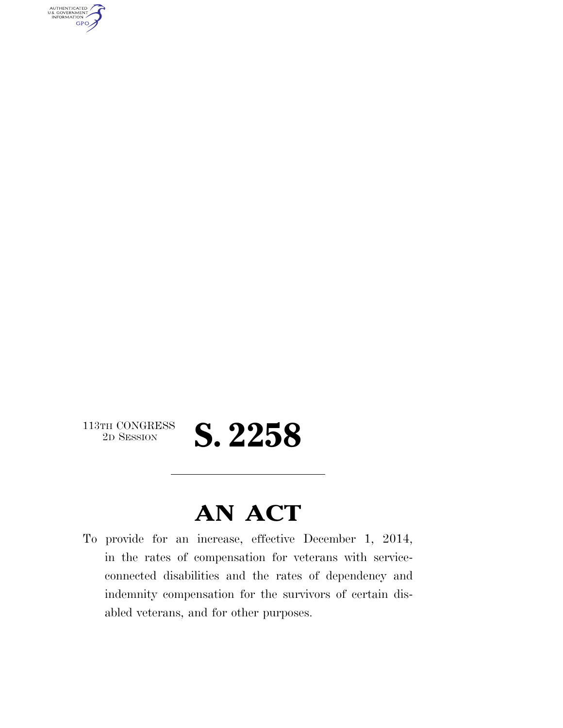113TH CONGRESS
2D SESSION

# S. 2258

## AN ACT

To provide for an increase, effective December 1, 2014, in the rates of compensation for veterans with service-connected disabilities and the rates of dependency and indemnity compensation for the survivors of certain disabled veterans, and for other purposes.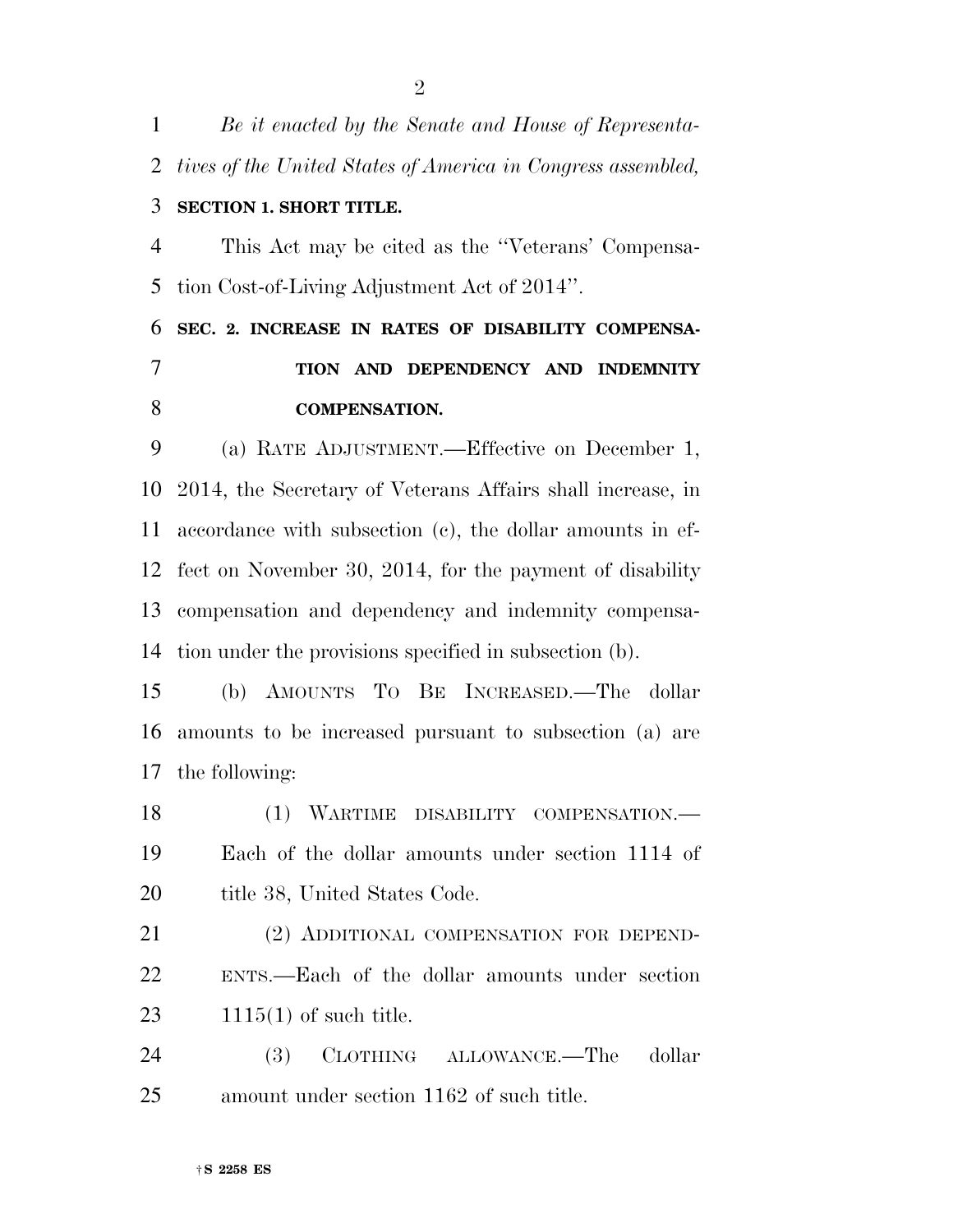*Be it enacted by the Senate and House of Representatives of the United States of America in Congress assembled,*

**SECTION 1. SHORT TITLE.**

This Act may be cited as the ''Veterans' Compensation Cost-of-Living Adjustment Act of 2014''.

**SEC. 2. INCREASE IN RATES OF DISABILITY COMPENSATION AND DEPENDENCY AND INDEMNITY COMPENSATION.**

(a) RATE ADJUSTMENT.—Effective on December 1, 2014, the Secretary of Veterans Affairs shall increase, in accordance with subsection (c), the dollar amounts in effect on November 30, 2014, for the payment of disability compensation and dependency and indemnity compensation under the provisions specified in subsection (b).

(b) AMOUNTS TO BE INCREASED.—The dollar amounts to be increased pursuant to subsection (a) are the following:

(1) WARTIME DISABILITY COMPENSATION.—Each of the dollar amounts under section 1114 of title 38, United States Code.

(2) ADDITIONAL COMPENSATION FOR DEPENDENTS.—Each of the dollar amounts under section 1115(1) of such title.

(3) CLOTHING ALLOWANCE.—The dollar amount under section 1162 of such title.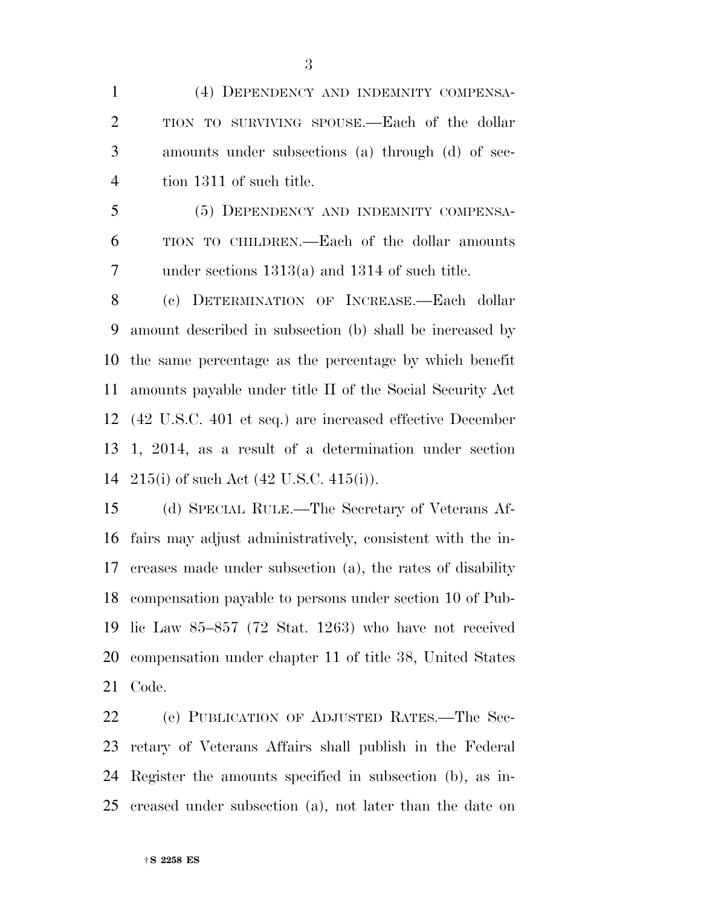(4) DEPENDENCY AND INDEMNITY COMPENSATION TO SURVIVING SPOUSE.—Each of the dollar amounts under subsections (a) through (d) of section 1311 of such title.

(5) DEPENDENCY AND INDEMNITY COMPENSATION TO CHILDREN.—Each of the dollar amounts under sections 1313(a) and 1314 of such title.

(c) DETERMINATION OF INCREASE.—Each dollar amount described in subsection (b) shall be increased by the same percentage as the percentage by which benefit amounts payable under title II of the Social Security Act (42 U.S.C. 401 et seq.) are increased effective December 1, 2014, as a result of a determination under section 215(i) of such Act (42 U.S.C. 415(i)).

(d) SPECIAL RULE.—The Secretary of Veterans Affairs may adjust administratively, consistent with the increases made under subsection (a), the rates of disability compensation payable to persons under section 10 of Public Law 85–857 (72 Stat. 1263) who have not received compensation under chapter 11 of title 38, United States Code.

(e) PUBLICATION OF ADJUSTED RATES.—The Secretary of Veterans Affairs shall publish in the Federal Register the amounts specified in subsection (b), as increased under subsection (a), not later than the date on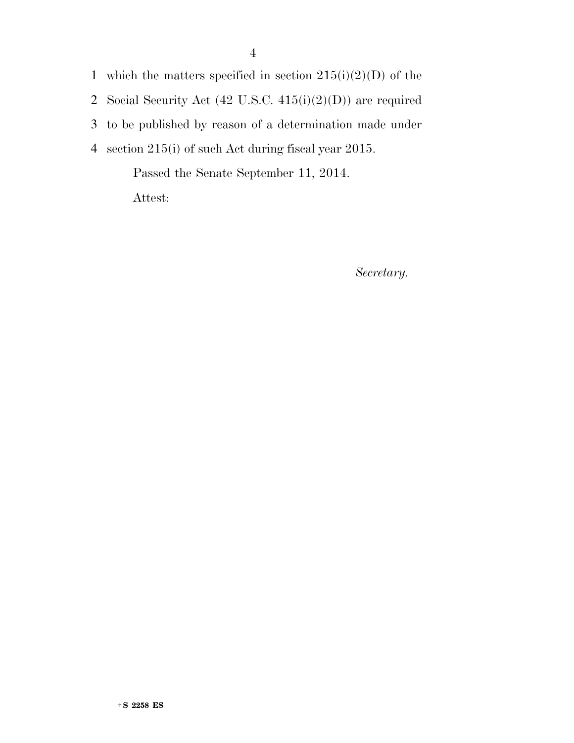which the matters specified in section 215(i)(2)(D) of the Social Security Act (42 U.S.C. 415(i)(2)(D)) are required to be published by reason of a determination made under section 215(i) of such Act during fiscal year 2015.

Passed the Senate September 11, 2014.

Attest:

*Secretary.*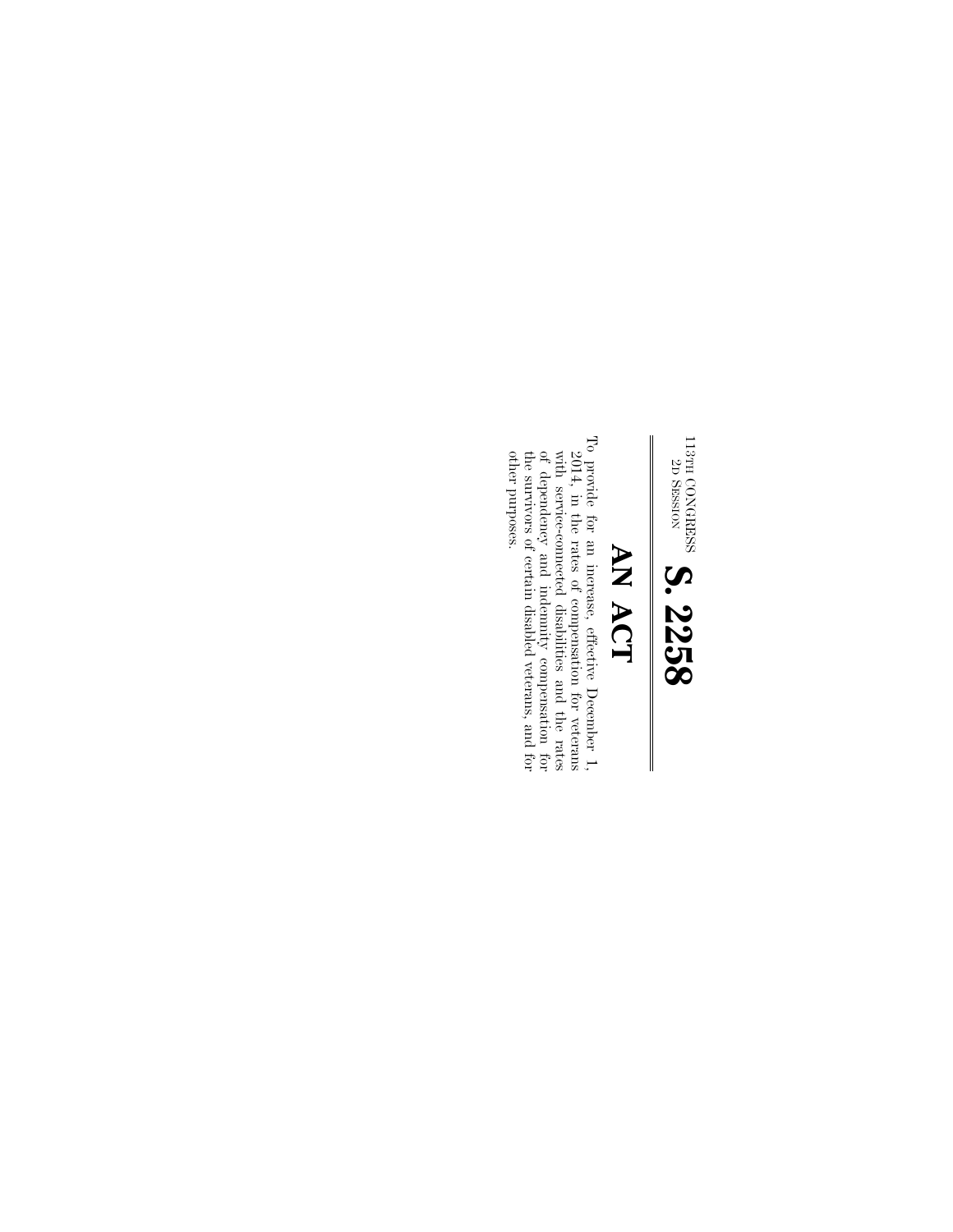113TH CONGRESS
2D SESSION

# S. 2258

# AN ACT

To provide for an increase, effective December 1, 2014, in the rates of compensation for veterans with service-connected disabilities and the rates of dependency and indemnity compensation for the survivors of certain disabled veterans, and for other purposes.